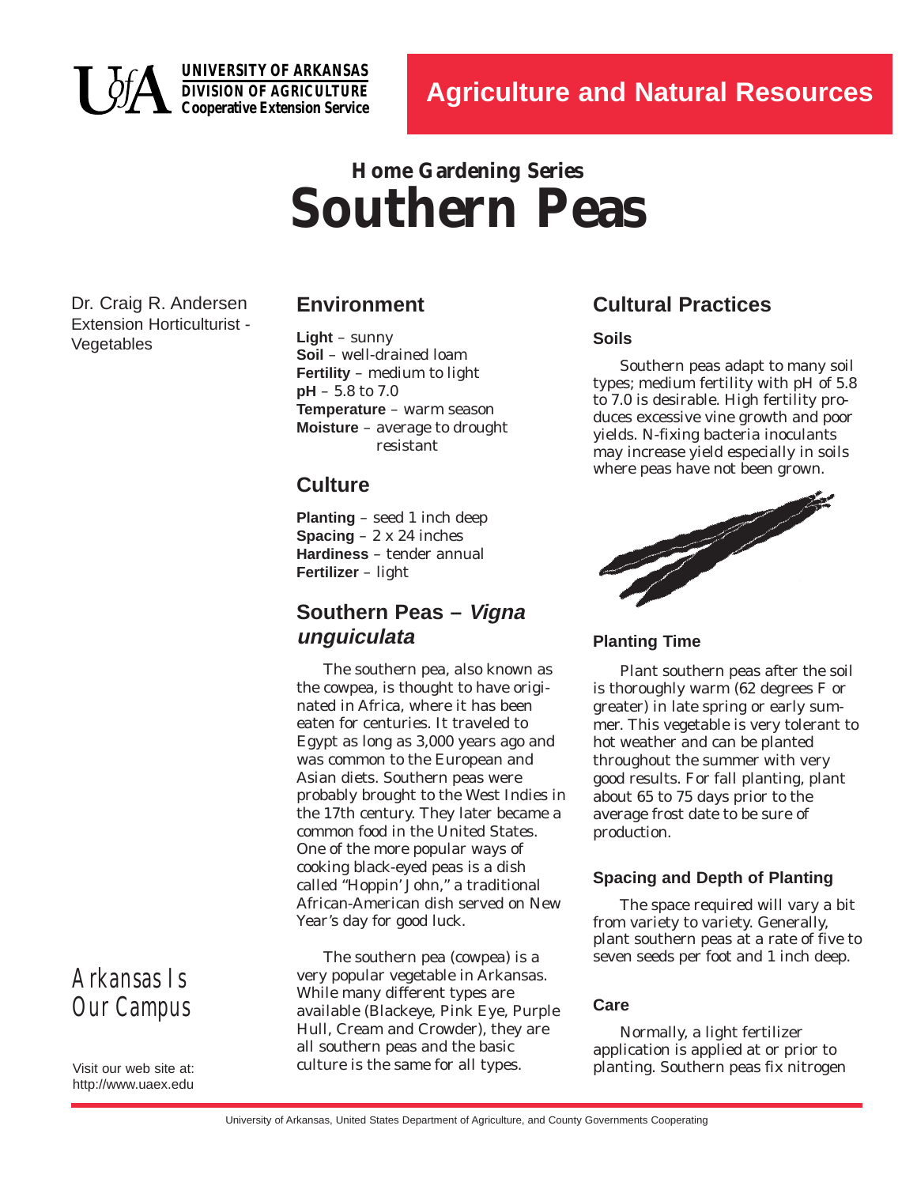UNIVERSITY OF ARKANSAS
DIVISION OF AGRICULTURE
Cooperative Extension Service

Agriculture and Natural Resources

## Home Gardening Series

# Southern Peas

Dr. Craig R. Andersen
Extension Horticulturist - Vegetables

## Environment

**Light** – sunny
**Soil** – well-drained loam
**Fertility** – medium to light
**pH** – 5.8 to 7.0
**Temperature** – warm season
**Moisture** – average to drought resistant

## Culture

**Planting** – seed 1 inch deep
**Spacing** – 2 x 24 inches
**Hardiness** – tender annual
**Fertilizer** – light

## Southern Peas – *Vigna unguiculata*

The southern pea, also known as the cowpea, is thought to have originated in Africa, where it has been eaten for centuries. It traveled to Egypt as long as 3,000 years ago and was common to the European and Asian diets. Southern peas were probably brought to the West Indies in the 17th century. They later became a common food in the United States. One of the more popular ways of cooking black-eyed peas is a dish called "Hoppin' John," a traditional African-American dish served on New Year's day for good luck.

The southern pea (cowpea) is a very popular vegetable in Arkansas. While many different types are available (Blackeye, Pink Eye, Purple Hull, Cream and Crowder), they are all southern peas and the basic culture is the same for all types.

## Cultural Practices

### Soils

Southern peas adapt to many soil types; medium fertility with pH of 5.8 to 7.0 is desirable. High fertility produces excessive vine growth and poor yields. N-fixing bacteria inoculants may increase yield especially in soils where peas have not been grown.

### Planting Time

Plant southern peas after the soil is thoroughly warm (62 degrees F or greater) in late spring or early summer. This vegetable is very tolerant to hot weather and can be planted throughout the summer with very good results. For fall planting, plant about 65 to 75 days prior to the average frost date to be sure of production.

### Spacing and Depth of Planting

The space required will vary a bit from variety to variety. Generally, plant southern peas at a rate of five to seven seeds per foot and 1 inch deep.

### Care

Normally, a light fertilizer application is applied at or prior to planting. Southern peas fix nitrogen

Arkansas Is Our Campus

Visit our web site at: http://www.uaex.edu

University of Arkansas, United States Department of Agriculture, and County Governments Cooperating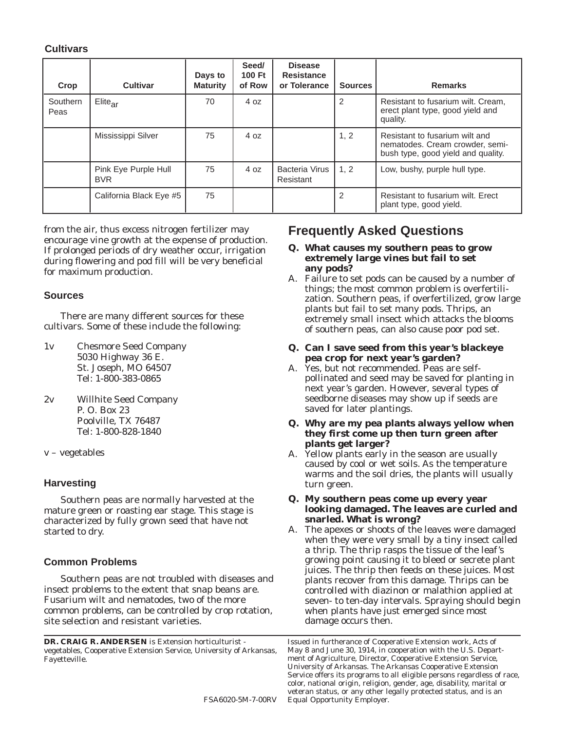### Cultivars

| Crop | Cultivar | Days to Maturity | Seed/ 100 Ft of Row | Disease Resistance or Tolerance | Sources | Remarks |
|---|---|---|---|---|---|---|
| Southern Peas | $Elite_{ar}$ | 70 | 4 oz | | 2 | Resistant to fusarium wilt. Cream, erect plant type, good yield and quality. |
| | Mississippi Silver | 75 | 4 oz | | 1, 2 | Resistant to fusarium wilt and nematodes. Cream crowder, semi-bush type, good yield and quality. |
| | Pink Eye Purple Hull BVR | 75 | 4 oz | Bacteria Virus Resistant | 1, 2 | Low, bushy, purple hull type. |
| | California Black Eye #5 | 75 | | | 2 | Resistant to fusarium wilt. Erect plant type, good yield. |

from the air, thus excess nitrogen fertilizer may encourage vine growth at the expense of production. If prolonged periods of dry weather occur, irrigation during flowering and pod fill will be very beneficial for maximum production.

### Sources

There are many different sources for these cultivars. Some of these include the following:

1v Chesmore Seed Company
5030 Highway 36 E.
St. Joseph, MO 64507
Tel: 1-800-383-0865

2v Willhite Seed Company
P. O. Box 23
Poolville, TX 76487
Tel: 1-800-828-1840

v – vegetables

### Harvesting

Southern peas are normally harvested at the mature green or roasting ear stage. This stage is characterized by fully grown seed that have not started to dry.

### Common Problems

Southern peas are not troubled with diseases and insect problems to the extent that snap beans are. Fusarium wilt and nematodes, two of the more common problems, can be controlled by crop rotation, site selection and resistant varieties.

## Frequently Asked Questions

**Q. What causes my southern peas to grow extremely large vines but fail to set any pods?**

A. Failure to set pods can be caused by a number of things; the most common problem is overfertilization. Southern peas, if overfertilized, grow large plants but fail to set many pods. Thrips, an extremely small insect which attacks the blooms of southern peas, can also cause poor pod set.

**Q. Can I save seed from this year's blackeye pea crop for next year's garden?**

A. Yes, but not recommended. Peas are self-pollinated and seed may be saved for planting in next year's garden. However, several types of seedborne diseases may show up if seeds are saved for later plantings.

**Q. Why are my pea plants always yellow when they first come up then turn green after plants get larger?**

A. Yellow plants early in the season are usually caused by cool or wet soils. As the temperature warms and the soil dries, the plants will usually turn green.

**Q. My southern peas come up every year looking damaged. The leaves are curled and snarled. What is wrong?**

A. The apexes or shoots of the leaves were damaged when they were very small by a tiny insect called a thrip. The thrip rasps the tissue of the leaf's growing point causing it to bleed or secrete plant juices. The thrip then feeds on these juices. Most plants recover from this damage. Thrips can be controlled with diazinon or malathion applied at seven- to ten-day intervals. Spraying should begin when plants have just emerged since most damage occurs then.

**DR. CRAIG R. ANDERSEN** is Extension horticulturist - vegetables, Cooperative Extension Service, University of Arkansas, Fayetteville.

FSA6020-5M-7-00RV

Issued in furtherance of Cooperative Extension work, Acts of May 8 and June 30, 1914, in cooperation with the U.S. Department of Agriculture, Director, Cooperative Extension Service, University of Arkansas. The Arkansas Cooperative Extension Service offers its programs to all eligible persons regardless of race, color, national origin, religion, gender, age, disability, marital or veteran status, or any other legally protected status, and is an Equal Opportunity Employer.